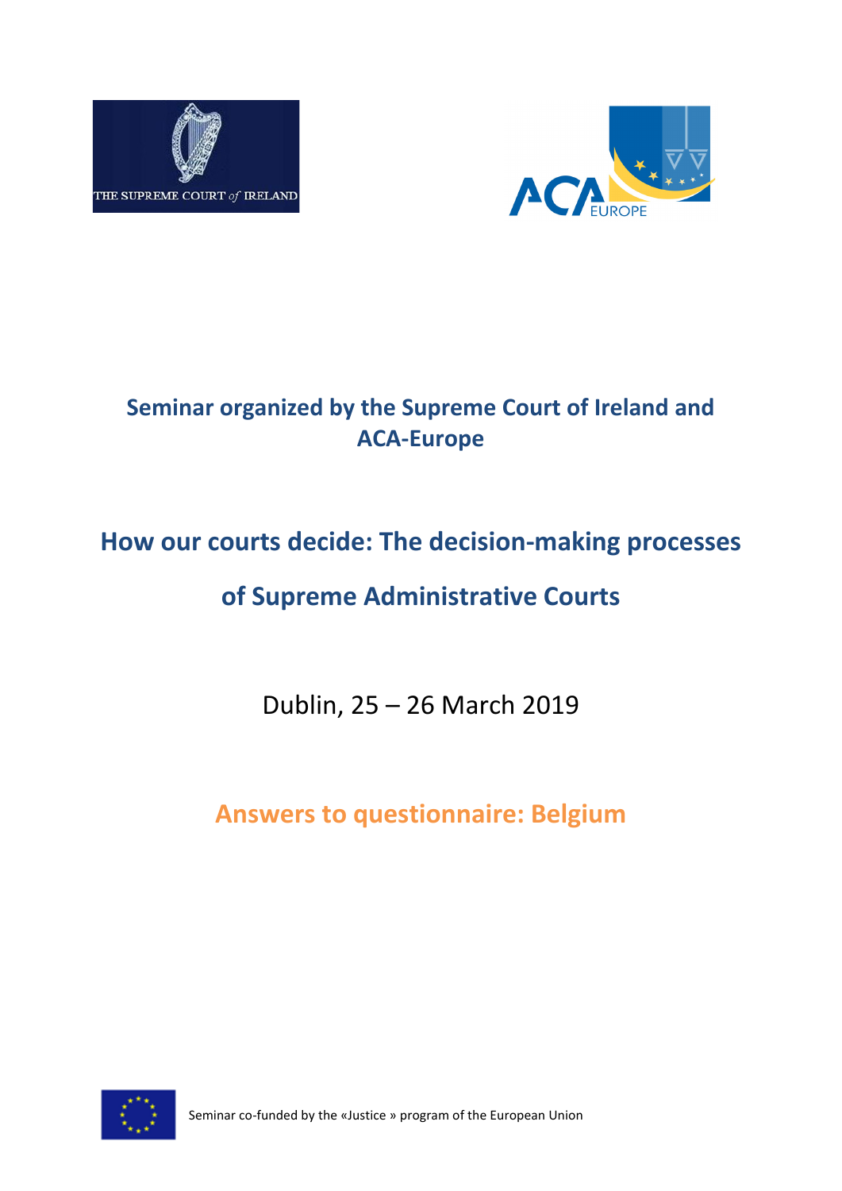Seminar organized by the Supreme Court of Ireland and ACA-Europe

# How our courts decide: The decision-making processes of Supreme Administrative Courts

Dublin, 25 – 26 March 2019

## Answers to questionnaire: Belgium

Seminar co-funded by the «Justice » program of the European Union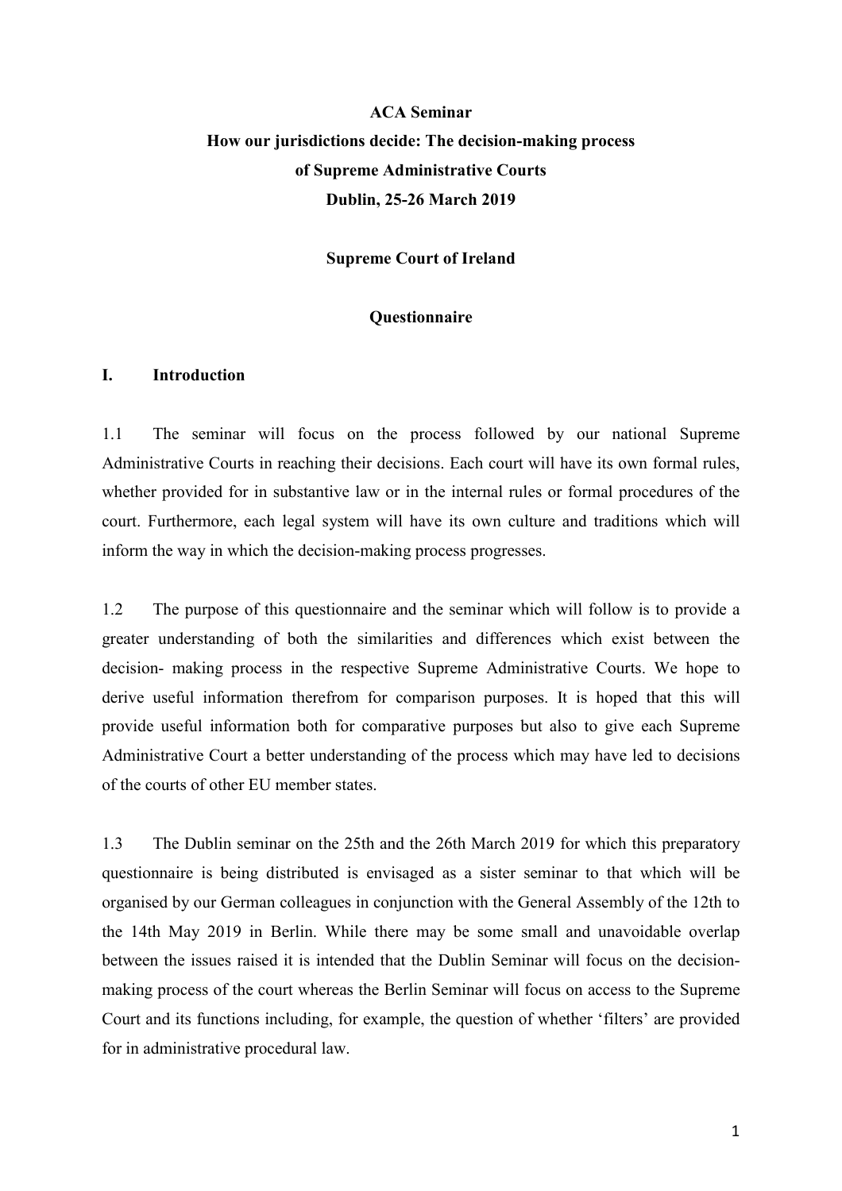**ACA Seminar**

**How our jurisdictions decide: The decision-making process of Supreme Administrative Courts**

**Dublin, 25-26 March 2019**

**Supreme Court of Ireland**

**Questionnaire**

## I. Introduction

1.1 The seminar will focus on the process followed by our national Supreme Administrative Courts in reaching their decisions. Each court will have its own formal rules, whether provided for in substantive law or in the internal rules or formal procedures of the court. Furthermore, each legal system will have its own culture and traditions which will inform the way in which the decision-making process progresses.

1.2 The purpose of this questionnaire and the seminar which will follow is to provide a greater understanding of both the similarities and differences which exist between the decision- making process in the respective Supreme Administrative Courts. We hope to derive useful information therefrom for comparison purposes. It is hoped that this will provide useful information both for comparative purposes but also to give each Supreme Administrative Court a better understanding of the process which may have led to decisions of the courts of other EU member states.

1.3 The Dublin seminar on the 25th and the 26th March 2019 for which this preparatory questionnaire is being distributed is envisaged as a sister seminar to that which will be organised by our German colleagues in conjunction with the General Assembly of the 12th to the 14th May 2019 in Berlin. While there may be some small and unavoidable overlap between the issues raised it is intended that the Dublin Seminar will focus on the decision-making process of the court whereas the Berlin Seminar will focus on access to the Supreme Court and its functions including, for example, the question of whether 'filters' are provided for in administrative procedural law.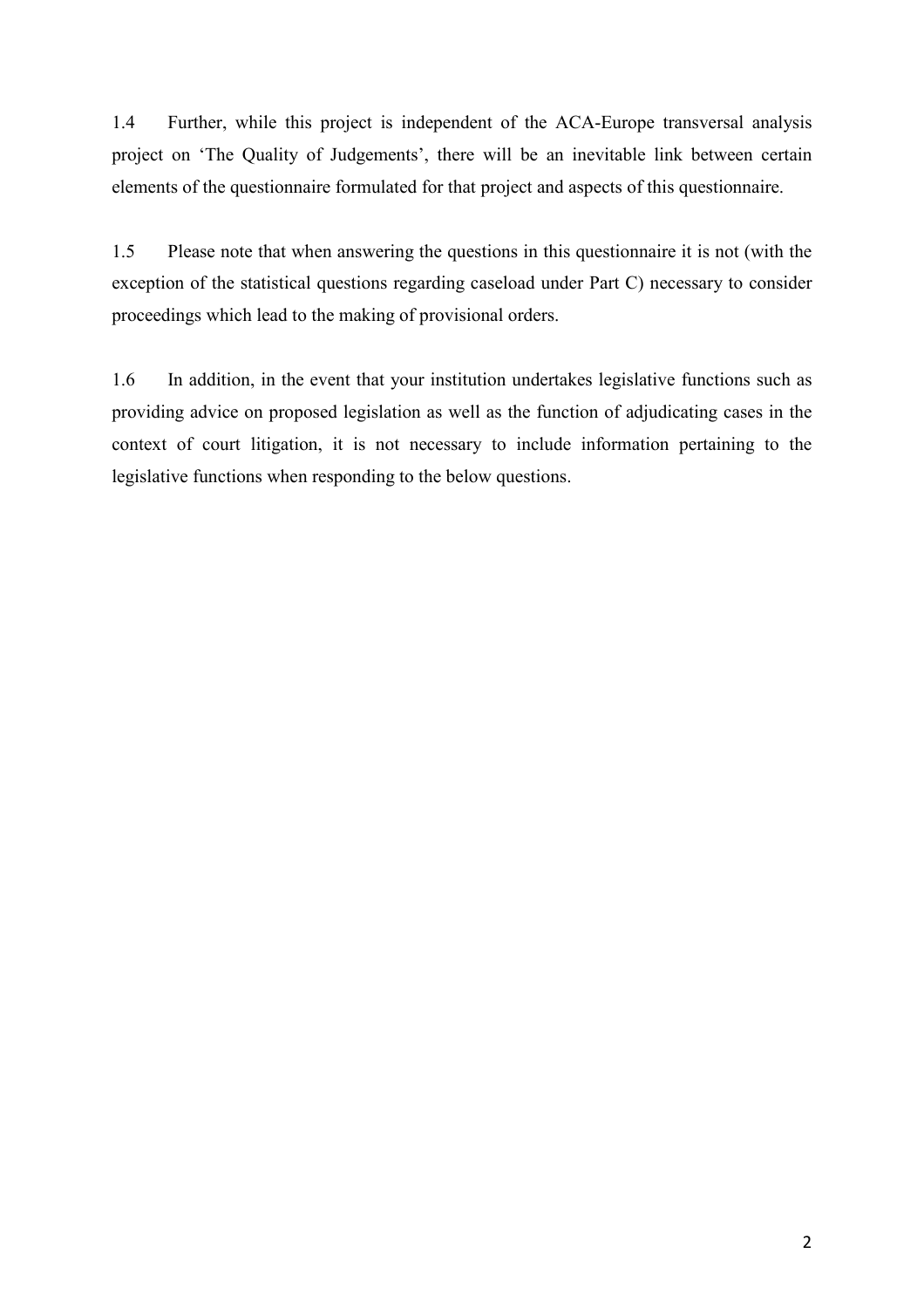1.4 Further, while this project is independent of the ACA-Europe transversal analysis project on 'The Quality of Judgements', there will be an inevitable link between certain elements of the questionnaire formulated for that project and aspects of this questionnaire.

1.5 Please note that when answering the questions in this questionnaire it is not (with the exception of the statistical questions regarding caseload under Part C) necessary to consider proceedings which lead to the making of provisional orders.

1.6 In addition, in the event that your institution undertakes legislative functions such as providing advice on proposed legislation as well as the function of adjudicating cases in the context of court litigation, it is not necessary to include information pertaining to the legislative functions when responding to the below questions.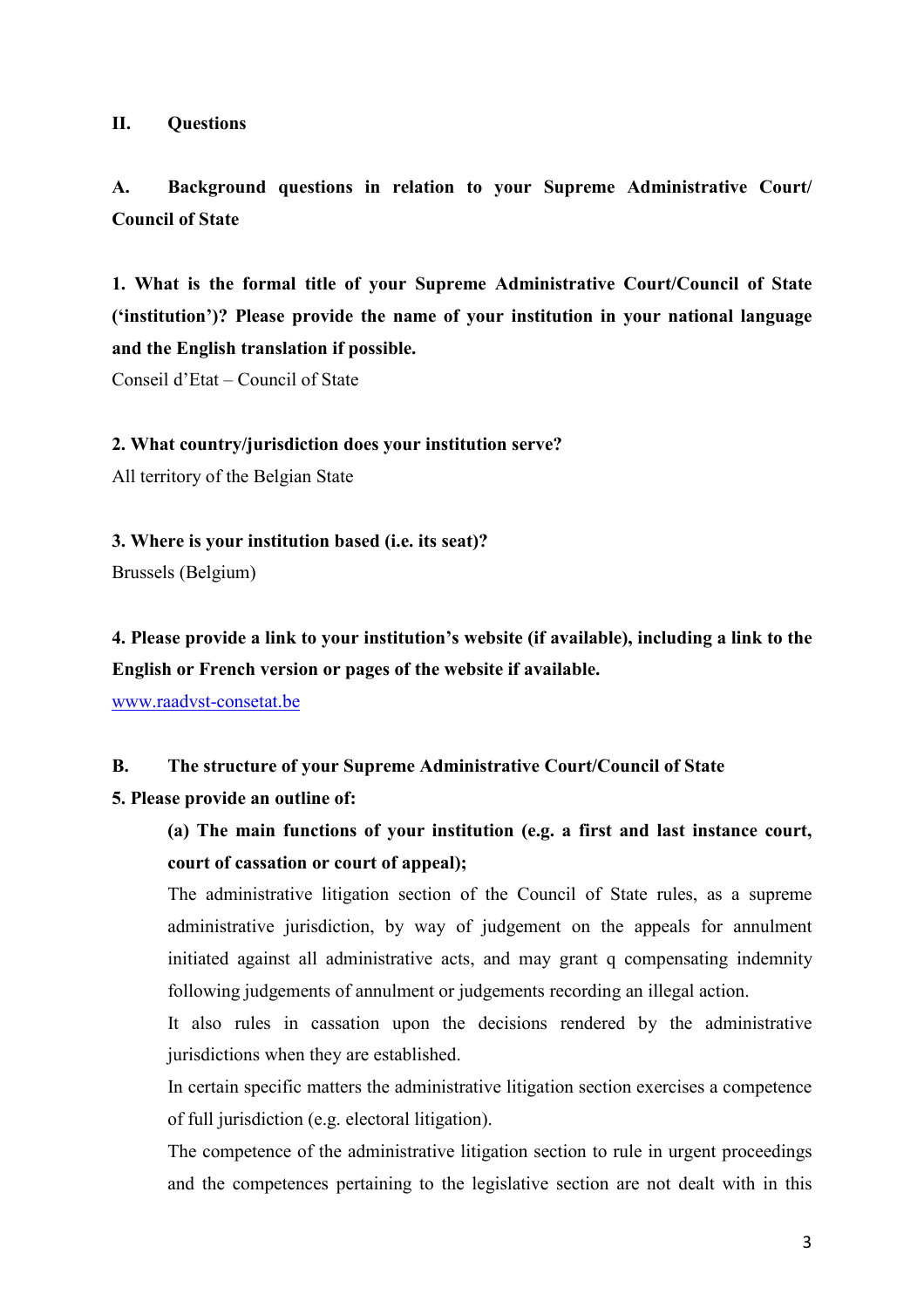## II. Questions

### A. Background questions in relation to your Supreme Administrative Court/ Council of State

**1. What is the formal title of your Supreme Administrative Court/Council of State ('institution')? Please provide the name of your institution in your national language and the English translation if possible.**

Conseil d'Etat – Council of State

**2. What country/jurisdiction does your institution serve?**

All territory of the Belgian State

**3. Where is your institution based (i.e. its seat)?**

Brussels (Belgium)

**4. Please provide a link to your institution's website (if available), including a link to the English or French version or pages of the website if available.**

www.raadvst-consetat.be

### B. The structure of your Supreme Administrative Court/Council of State

**5. Please provide an outline of:**

**(a) The main functions of your institution (e.g. a first and last instance court, court of cassation or court of appeal);**

The administrative litigation section of the Council of State rules, as a supreme administrative jurisdiction, by way of judgement on the appeals for annulment initiated against all administrative acts, and may grant q compensating indemnity following judgements of annulment or judgements recording an illegal action.

It also rules in cassation upon the decisions rendered by the administrative jurisdictions when they are established.

In certain specific matters the administrative litigation section exercises a competence of full jurisdiction (e.g. electoral litigation).

The competence of the administrative litigation section to rule in urgent proceedings and the competences pertaining to the legislative section are not dealt with in this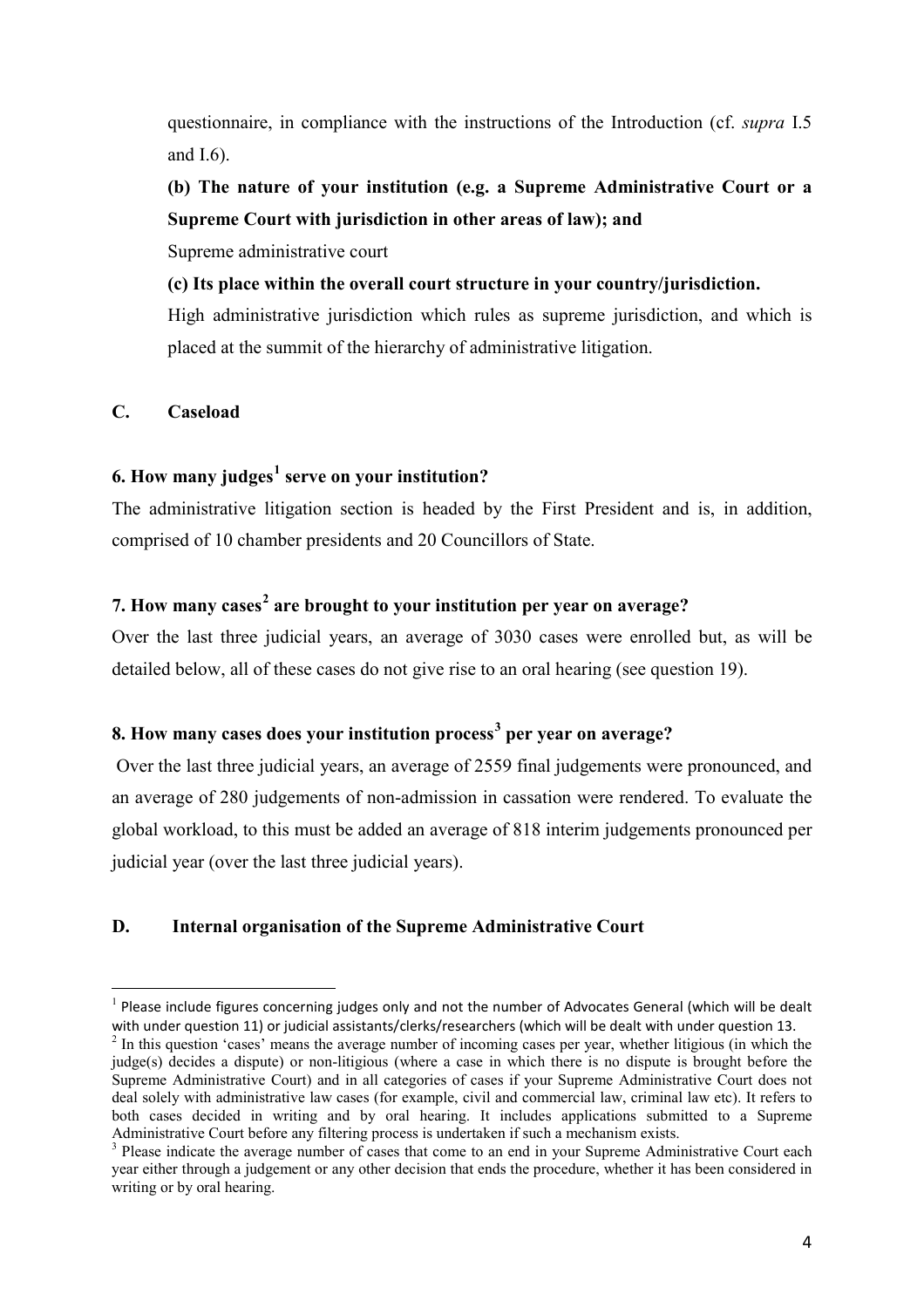questionnaire, in compliance with the instructions of the Introduction (cf. *supra* I.5 and I.6).

**(b) The nature of your institution (e.g. a Supreme Administrative Court or a Supreme Court with jurisdiction in other areas of law); and**

Supreme administrative court

**(c) Its place within the overall court structure in your country/jurisdiction.**

High administrative jurisdiction which rules as supreme jurisdiction, and which is placed at the summit of the hierarchy of administrative litigation.

## C. Caseload

### 6. How many judges[1] serve on your institution?

The administrative litigation section is headed by the First President and is, in addition, comprised of 10 chamber presidents and 20 Councillors of State.

### 7. How many cases[2] are brought to your institution per year on average?

Over the last three judicial years, an average of 3030 cases were enrolled but, as will be detailed below, all of these cases do not give rise to an oral hearing (see question 19).

### 8. How many cases does your institution process[3] per year on average?

Over the last three judicial years, an average of 2559 final judgements were pronounced, and an average of 280 judgements of non-admission in cassation were rendered. To evaluate the global workload, to this must be added an average of 818 interim judgements pronounced per judicial year (over the last three judicial years).

## D. Internal organisation of the Supreme Administrative Court

---

[1] Please include figures concerning judges only and not the number of Advocates General (which will be dealt with under question 11) or judicial assistants/clerks/researchers (which will be dealt with under question 13.

[2] In this question 'cases' means the average number of incoming cases per year, whether litigious (in which the judge(s) decides a dispute) or non-litigious (where a case in which there is no dispute is brought before the Supreme Administrative Court) and in all categories of cases if your Supreme Administrative Court does not deal solely with administrative law cases (for example, civil and commercial law, criminal law etc). It refers to both cases decided in writing and by oral hearing. It includes applications submitted to a Supreme Administrative Court before any filtering process is undertaken if such a mechanism exists.

[3] Please indicate the average number of cases that come to an end in your Supreme Administrative Court each year either through a judgement or any other decision that ends the procedure, whether it has been considered in writing or by oral hearing.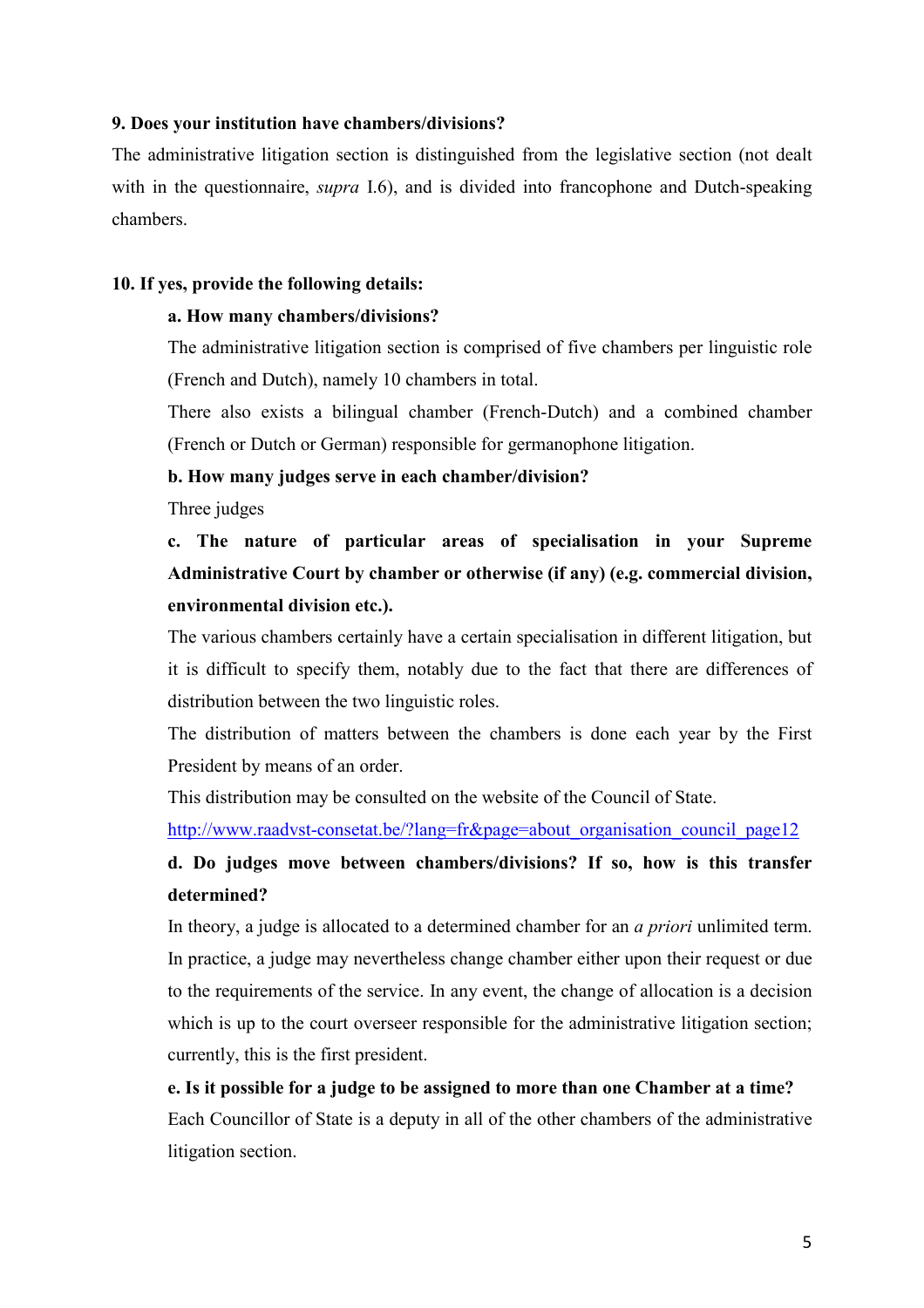**9. Does your institution have chambers/divisions?**

The administrative litigation section is distinguished from the legislative section (not dealt with in the questionnaire, *supra* I.6), and is divided into francophone and Dutch-speaking chambers.

**10. If yes, provide the following details:**

**a. How many chambers/divisions?**

The administrative litigation section is comprised of five chambers per linguistic role (French and Dutch), namely 10 chambers in total.

There also exists a bilingual chamber (French-Dutch) and a combined chamber (French or Dutch or German) responsible for germanophone litigation.

**b. How many judges serve in each chamber/division?**

Three judges

**c. The nature of particular areas of specialisation in your Supreme Administrative Court by chamber or otherwise (if any) (e.g. commercial division, environmental division etc.).**

The various chambers certainly have a certain specialisation in different litigation, but it is difficult to specify them, notably due to the fact that there are differences of distribution between the two linguistic roles.

The distribution of matters between the chambers is done each year by the First President by means of an order.

This distribution may be consulted on the website of the Council of State.

http://www.raadvst-consetat.be/?lang=fr&page=about_organisation_council_page12

**d. Do judges move between chambers/divisions? If so, how is this transfer determined?**

In theory, a judge is allocated to a determined chamber for an *a priori* unlimited term. In practice, a judge may nevertheless change chamber either upon their request or due to the requirements of the service. In any event, the change of allocation is a decision which is up to the court overseer responsible for the administrative litigation section; currently, this is the first president.

**e. Is it possible for a judge to be assigned to more than one Chamber at a time?**

Each Councillor of State is a deputy in all of the other chambers of the administrative litigation section.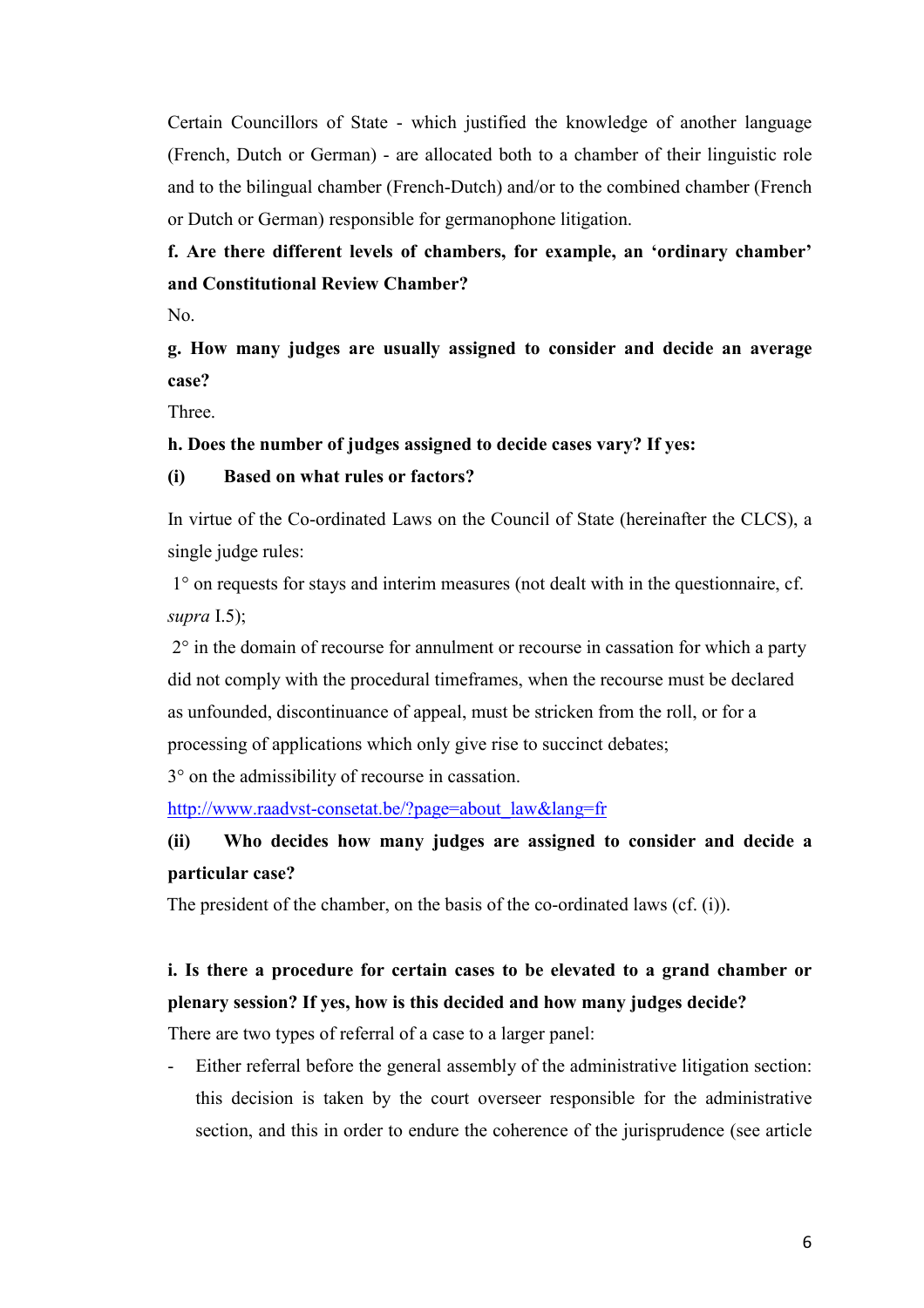Certain Councillors of State - which justified the knowledge of another language (French, Dutch or German) - are allocated both to a chamber of their linguistic role and to the bilingual chamber (French-Dutch) and/or to the combined chamber (French or Dutch or German) responsible for germanophone litigation.

**f. Are there different levels of chambers, for example, an 'ordinary chamber' and Constitutional Review Chamber?**

No.

**g. How many judges are usually assigned to consider and decide an average case?**

Three.

**h. Does the number of judges assigned to decide cases vary? If yes:**

**(i) Based on what rules or factors?**

In virtue of the Co-ordinated Laws on the Council of State (hereinafter the CLCS), a single judge rules:

1° on requests for stays and interim measures (not dealt with in the questionnaire, cf. *supra* I.5);

2° in the domain of recourse for annulment or recourse in cassation for which a party did not comply with the procedural timeframes, when the recourse must be declared as unfounded, discontinuance of appeal, must be stricken from the roll, or for a processing of applications which only give rise to succinct debates;

3° on the admissibility of recourse in cassation.

http://www.raadvst-consetat.be/?page=about_law&lang=fr

**(ii) Who decides how many judges are assigned to consider and decide a particular case?**

The president of the chamber, on the basis of the co-ordinated laws (cf. (i)).

**i. Is there a procedure for certain cases to be elevated to a grand chamber or plenary session? If yes, how is this decided and how many judges decide?**

There are two types of referral of a case to a larger panel:

- Either referral before the general assembly of the administrative litigation section: this decision is taken by the court overseer responsible for the administrative section, and this in order to endure the coherence of the jurisprudence (see article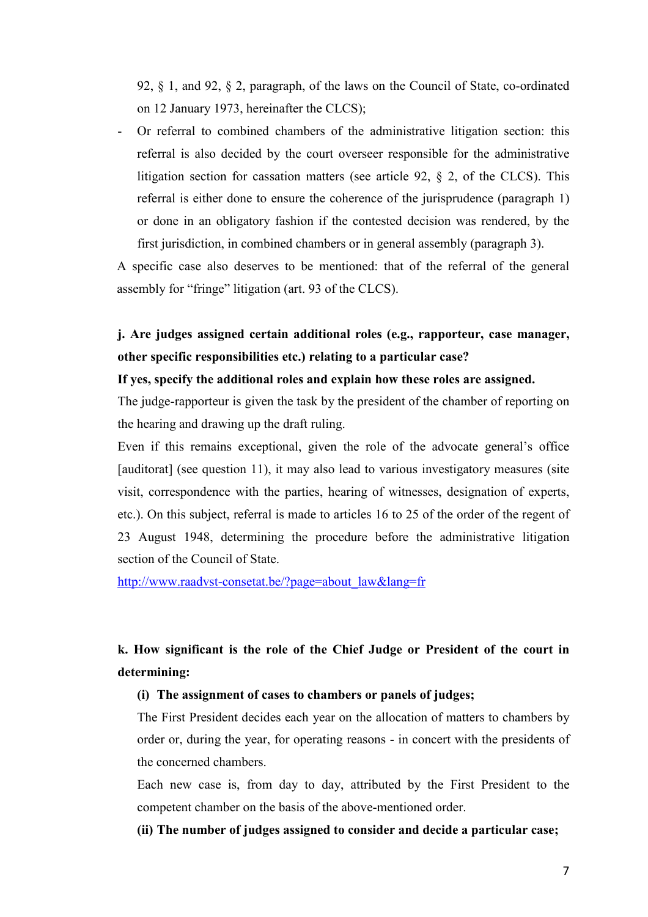92, § 1, and 92, § 2, paragraph, of the laws on the Council of State, co-ordinated on 12 January 1973, hereinafter the CLCS);

- Or referral to combined chambers of the administrative litigation section: this referral is also decided by the court overseer responsible for the administrative litigation section for cassation matters (see article 92, § 2, of the CLCS). This referral is either done to ensure the coherence of the jurisprudence (paragraph 1) or done in an obligatory fashion if the contested decision was rendered, by the first jurisdiction, in combined chambers or in general assembly (paragraph 3).

A specific case also deserves to be mentioned: that of the referral of the general assembly for "fringe" litigation (art. 93 of the CLCS).

**j. Are judges assigned certain additional roles (e.g., rapporteur, case manager, other specific responsibilities etc.) relating to a particular case?**
**If yes, specify the additional roles and explain how these roles are assigned.**

The judge-rapporteur is given the task by the president of the chamber of reporting on the hearing and drawing up the draft ruling.

Even if this remains exceptional, given the role of the advocate general's office [auditorat] (see question 11), it may also lead to various investigatory measures (site visit, correspondence with the parties, hearing of witnesses, designation of experts, etc.). On this subject, referral is made to articles 16 to 25 of the order of the regent of 23 August 1948, determining the procedure before the administrative litigation section of the Council of State.

http://www.raadvst-consetat.be/?page=about_law&lang=fr

**k. How significant is the role of the Chief Judge or President of the court in determining:**

**(i) The assignment of cases to chambers or panels of judges;**

The First President decides each year on the allocation of matters to chambers by order or, during the year, for operating reasons - in concert with the presidents of the concerned chambers.

Each new case is, from day to day, attributed by the First President to the competent chamber on the basis of the above-mentioned order.

**(ii) The number of judges assigned to consider and decide a particular case;**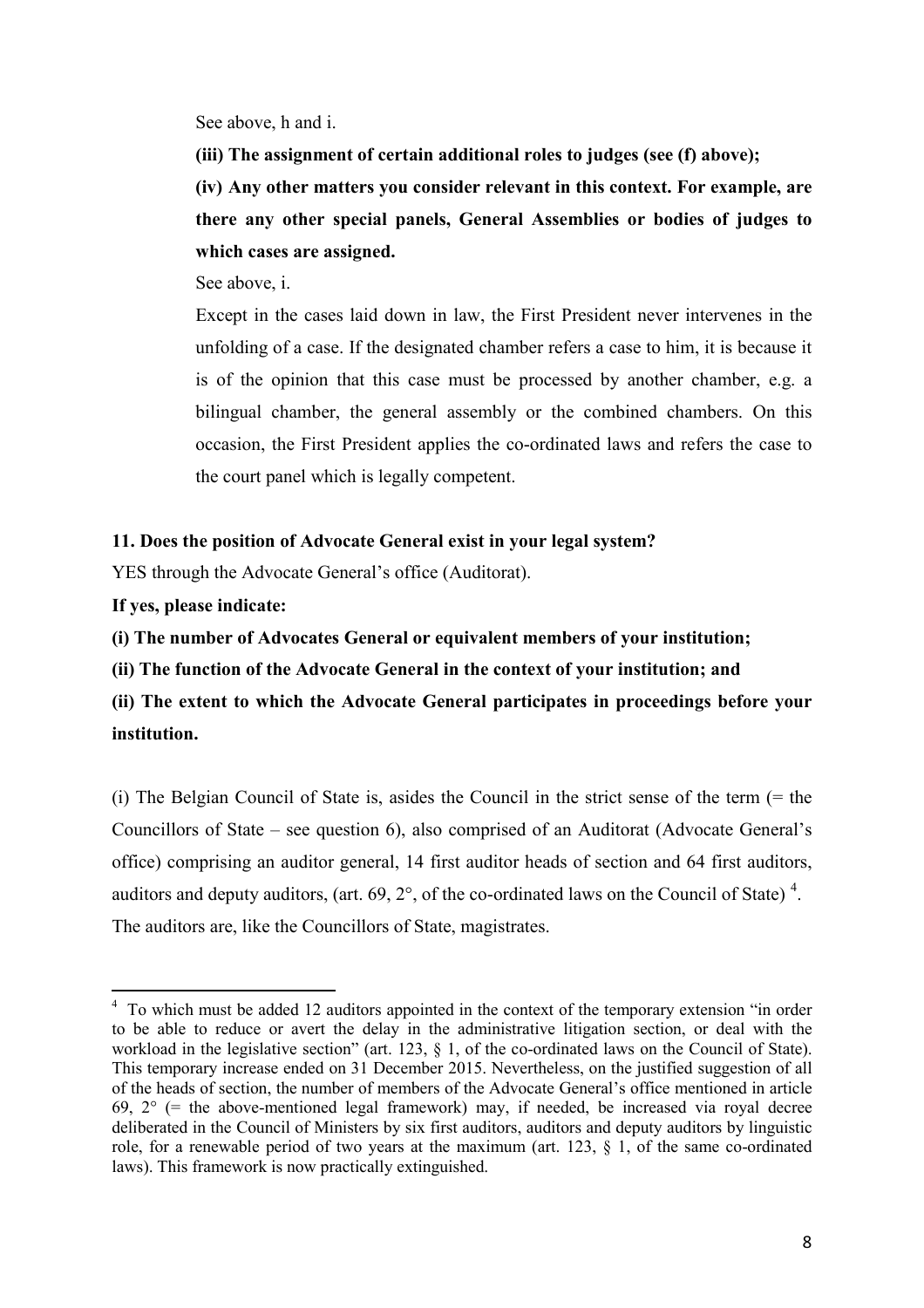See above, h and i.

**(iii) The assignment of certain additional roles to judges (see (f) above);**

**(iv) Any other matters you consider relevant in this context. For example, are there any other special panels, General Assemblies or bodies of judges to which cases are assigned.**

See above, i.

Except in the cases laid down in law, the First President never intervenes in the unfolding of a case. If the designated chamber refers a case to him, it is because it is of the opinion that this case must be processed by another chamber, e.g. a bilingual chamber, the general assembly or the combined chambers. On this occasion, the First President applies the co-ordinated laws and refers the case to the court panel which is legally competent.

**11. Does the position of Advocate General exist in your legal system?**

YES through the Advocate General's office (Auditorat).

**If yes, please indicate:**

**(i) The number of Advocates General or equivalent members of your institution;**

**(ii) The function of the Advocate General in the context of your institution; and**

**(ii) The extent to which the Advocate General participates in proceedings before your institution.**

(i) The Belgian Council of State is, asides the Council in the strict sense of the term (= the Councillors of State – see question 6), also comprised of an Auditorat (Advocate General's office) comprising an auditor general, 14 first auditor heads of section and 64 first auditors, auditors and deputy auditors, (art. 69, 2°, of the co-ordinated laws on the Council of State) [4]. The auditors are, like the Councillors of State, magistrates.

---

[4] To which must be added 12 auditors appointed in the context of the temporary extension "in order to be able to reduce or avert the delay in the administrative litigation section, or deal with the workload in the legislative section" (art. 123, § 1, of the co-ordinated laws on the Council of State). This temporary increase ended on 31 December 2015. Nevertheless, on the justified suggestion of all of the heads of section, the number of members of the Advocate General's office mentioned in article 69, 2° (= the above-mentioned legal framework) may, if needed, be increased via royal decree deliberated in the Council of Ministers by six first auditors, auditors and deputy auditors by linguistic role, for a renewable period of two years at the maximum (art. 123, § 1, of the same co-ordinated laws). This framework is now practically extinguished.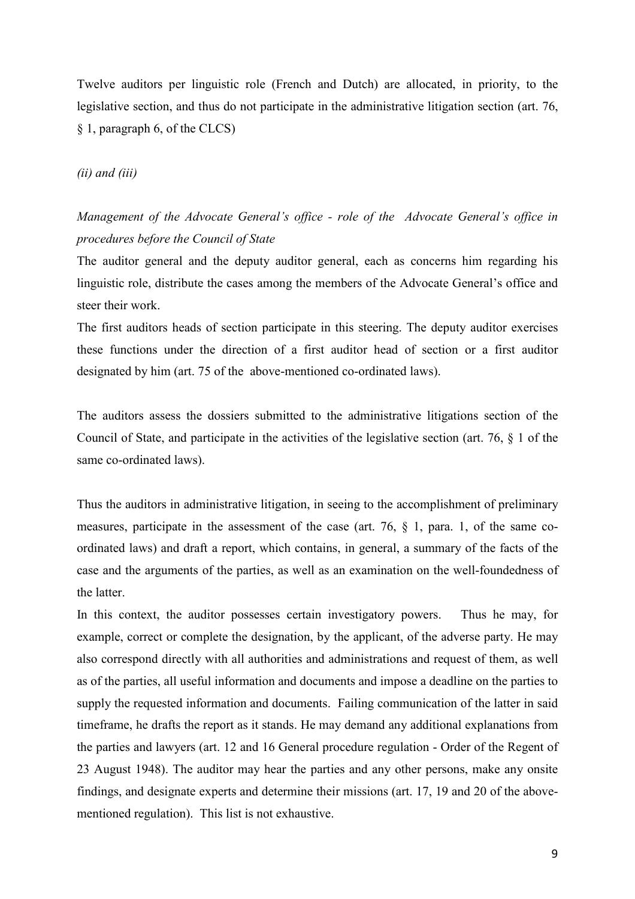Twelve auditors per linguistic role (French and Dutch) are allocated, in priority, to the legislative section, and thus do not participate in the administrative litigation section (art. 76, § 1, paragraph 6, of the CLCS)

*(ii) and (iii)*

*Management of the Advocate General's office - role of the Advocate General's office in procedures before the Council of State*

The auditor general and the deputy auditor general, each as concerns him regarding his linguistic role, distribute the cases among the members of the Advocate General's office and steer their work.

The first auditors heads of section participate in this steering. The deputy auditor exercises these functions under the direction of a first auditor head of section or a first auditor designated by him (art. 75 of the above-mentioned co-ordinated laws).

The auditors assess the dossiers submitted to the administrative litigations section of the Council of State, and participate in the activities of the legislative section (art. 76, § 1 of the same co-ordinated laws).

Thus the auditors in administrative litigation, in seeing to the accomplishment of preliminary measures, participate in the assessment of the case (art. 76, § 1, para. 1, of the same co-ordinated laws) and draft a report, which contains, in general, a summary of the facts of the case and the arguments of the parties, as well as an examination on the well-foundedness of the latter.

In this context, the auditor possesses certain investigatory powers. Thus he may, for example, correct or complete the designation, by the applicant, of the adverse party. He may also correspond directly with all authorities and administrations and request of them, as well as of the parties, all useful information and documents and impose a deadline on the parties to supply the requested information and documents. Failing communication of the latter in said timeframe, he drafts the report as it stands. He may demand any additional explanations from the parties and lawyers (art. 12 and 16 General procedure regulation - Order of the Regent of 23 August 1948). The auditor may hear the parties and any other persons, make any onsite findings, and designate experts and determine their missions (art. 17, 19 and 20 of the above-mentioned regulation). This list is not exhaustive.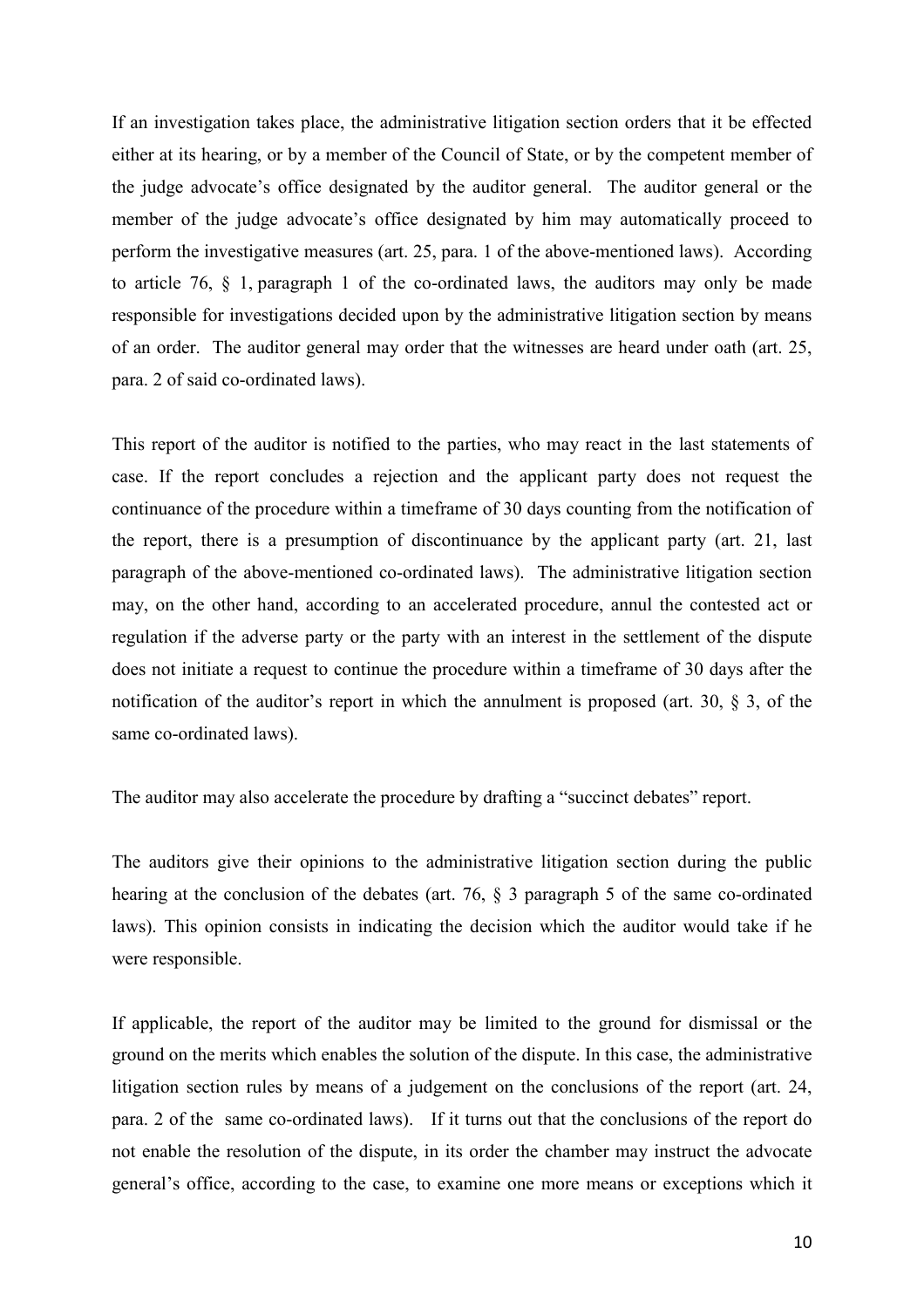If an investigation takes place, the administrative litigation section orders that it be effected either at its hearing, or by a member of the Council of State, or by the competent member of the judge advocate's office designated by the auditor general. The auditor general or the member of the judge advocate's office designated by him may automatically proceed to perform the investigative measures (art. 25, para. 1 of the above-mentioned laws). According to article 76, § 1, paragraph 1 of the co-ordinated laws, the auditors may only be made responsible for investigations decided upon by the administrative litigation section by means of an order. The auditor general may order that the witnesses are heard under oath (art. 25, para. 2 of said co-ordinated laws).

This report of the auditor is notified to the parties, who may react in the last statements of case. If the report concludes a rejection and the applicant party does not request the continuance of the procedure within a timeframe of 30 days counting from the notification of the report, there is a presumption of discontinuance by the applicant party (art. 21, last paragraph of the above-mentioned co-ordinated laws). The administrative litigation section may, on the other hand, according to an accelerated procedure, annul the contested act or regulation if the adverse party or the party with an interest in the settlement of the dispute does not initiate a request to continue the procedure within a timeframe of 30 days after the notification of the auditor's report in which the annulment is proposed (art. 30, § 3, of the same co-ordinated laws).

The auditor may also accelerate the procedure by drafting a "succinct debates" report.

The auditors give their opinions to the administrative litigation section during the public hearing at the conclusion of the debates (art. 76, § 3 paragraph 5 of the same co-ordinated laws). This opinion consists in indicating the decision which the auditor would take if he were responsible.

If applicable, the report of the auditor may be limited to the ground for dismissal or the ground on the merits which enables the solution of the dispute. In this case, the administrative litigation section rules by means of a judgement on the conclusions of the report (art. 24, para. 2 of the same co-ordinated laws). If it turns out that the conclusions of the report do not enable the resolution of the dispute, in its order the chamber may instruct the advocate general's office, according to the case, to examine one more means or exceptions which it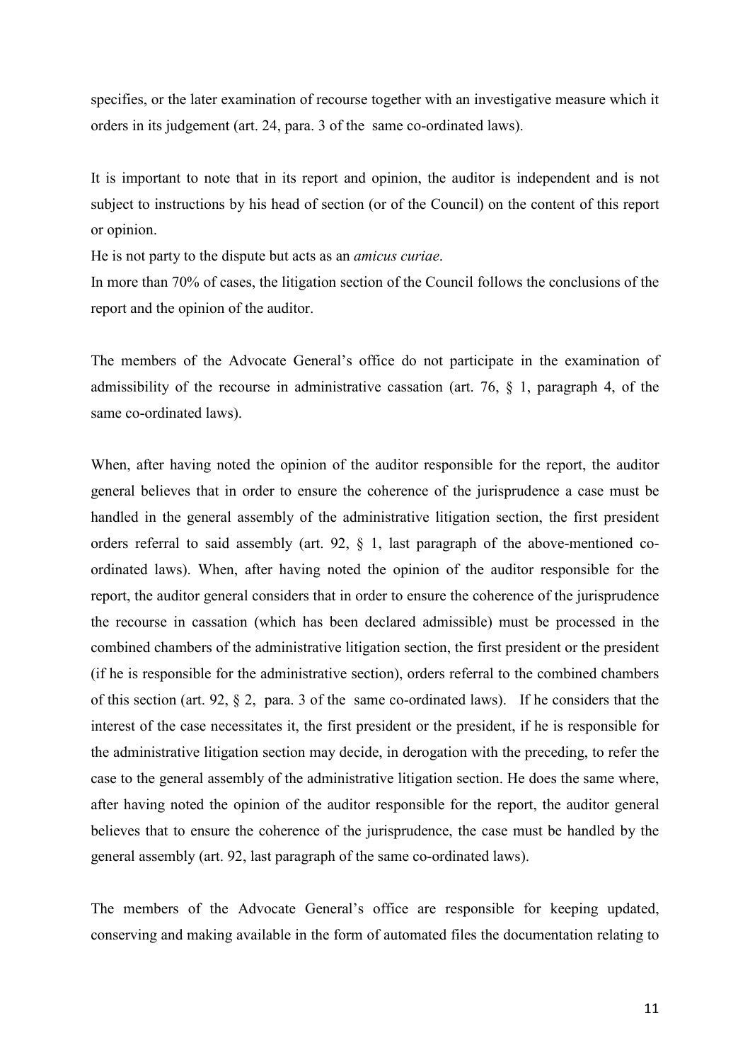specifies, or the later examination of recourse together with an investigative measure which it orders in its judgement (art. 24, para. 3 of the same co-ordinated laws).

It is important to note that in its report and opinion, the auditor is independent and is not subject to instructions by his head of section (or of the Council) on the content of this report or opinion.

He is not party to the dispute but acts as an *amicus curiae*.

In more than 70% of cases, the litigation section of the Council follows the conclusions of the report and the opinion of the auditor.

The members of the Advocate General's office do not participate in the examination of admissibility of the recourse in administrative cassation (art. 76, § 1, paragraph 4, of the same co-ordinated laws).

When, after having noted the opinion of the auditor responsible for the report, the auditor general believes that in order to ensure the coherence of the jurisprudence a case must be handled in the general assembly of the administrative litigation section, the first president orders referral to said assembly (art. 92, § 1, last paragraph of the above-mentioned co-ordinated laws). When, after having noted the opinion of the auditor responsible for the report, the auditor general considers that in order to ensure the coherence of the jurisprudence the recourse in cassation (which has been declared admissible) must be processed in the combined chambers of the administrative litigation section, the first president or the president (if he is responsible for the administrative section), orders referral to the combined chambers of this section (art. 92, § 2, para. 3 of the same co-ordinated laws). If he considers that the interest of the case necessitates it, the first president or the president, if he is responsible for the administrative litigation section may decide, in derogation with the preceding, to refer the case to the general assembly of the administrative litigation section. He does the same where, after having noted the opinion of the auditor responsible for the report, the auditor general believes that to ensure the coherence of the jurisprudence, the case must be handled by the general assembly (art. 92, last paragraph of the same co-ordinated laws).

The members of the Advocate General's office are responsible for keeping updated, conserving and making available in the form of automated files the documentation relating to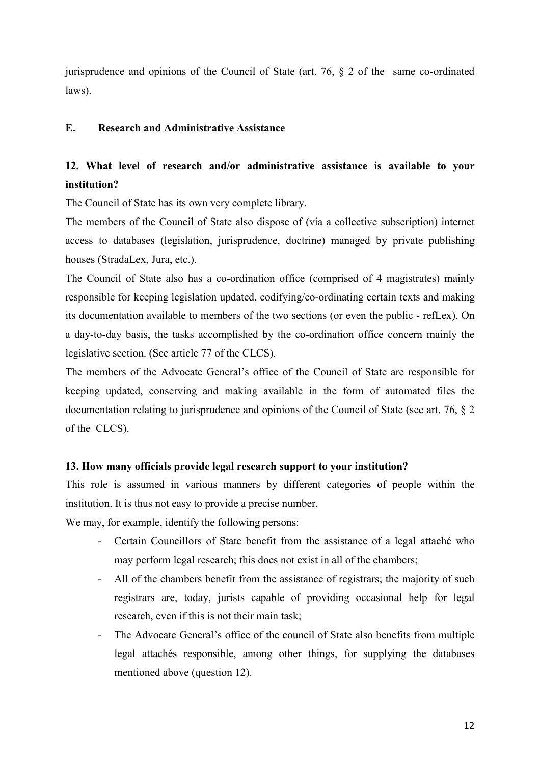jurisprudence and opinions of the Council of State (art. 76, § 2 of the same co-ordinated laws).

## E. Research and Administrative Assistance

### 12. What level of research and/or administrative assistance is available to your institution?

The Council of State has its own very complete library.

The members of the Council of State also dispose of (via a collective subscription) internet access to databases (legislation, jurisprudence, doctrine) managed by private publishing houses (StradaLex, Jura, etc.).

The Council of State also has a co-ordination office (comprised of 4 magistrates) mainly responsible for keeping legislation updated, codifying/co-ordinating certain texts and making its documentation available to members of the two sections (or even the public - refLex). On a day-to-day basis, the tasks accomplished by the co-ordination office concern mainly the legislative section. (See article 77 of the CLCS).

The members of the Advocate General's office of the Council of State are responsible for keeping updated, conserving and making available in the form of automated files the documentation relating to jurisprudence and opinions of the Council of State (see art. 76, § 2 of the CLCS).

### 13. How many officials provide legal research support to your institution?

This role is assumed in various manners by different categories of people within the institution. It is thus not easy to provide a precise number.

We may, for example, identify the following persons:

- Certain Councillors of State benefit from the assistance of a legal attaché who may perform legal research; this does not exist in all of the chambers;
- All of the chambers benefit from the assistance of registrars; the majority of such registrars are, today, jurists capable of providing occasional help for legal research, even if this is not their main task;
- The Advocate General's office of the council of State also benefits from multiple legal attachés responsible, among other things, for supplying the databases mentioned above (question 12).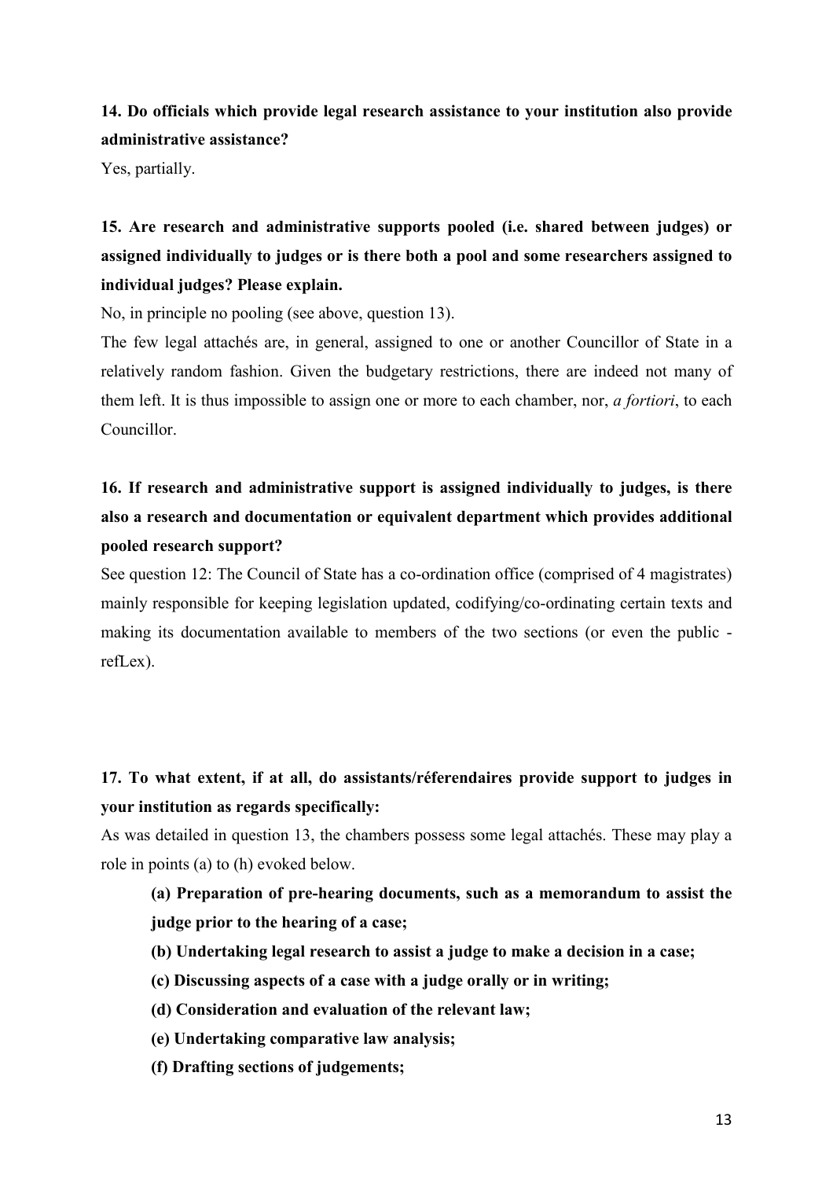**14. Do officials which provide legal research assistance to your institution also provide administrative assistance?**

Yes, partially.

**15. Are research and administrative supports pooled (i.e. shared between judges) or assigned individually to judges or is there both a pool and some researchers assigned to individual judges? Please explain.**

No, in principle no pooling (see above, question 13).

The few legal attachés are, in general, assigned to one or another Councillor of State in a relatively random fashion. Given the budgetary restrictions, there are indeed not many of them left. It is thus impossible to assign one or more to each chamber, nor, *a fortiori*, to each Councillor.

**16. If research and administrative support is assigned individually to judges, is there also a research and documentation or equivalent department which provides additional pooled research support?**

See question 12: The Council of State has a co-ordination office (comprised of 4 magistrates) mainly responsible for keeping legislation updated, codifying/co-ordinating certain texts and making its documentation available to members of the two sections (or even the public - refLex).

**17. To what extent, if at all, do assistants/réferendaires provide support to judges in your institution as regards specifically:**

As was detailed in question 13, the chambers possess some legal attachés. These may play a role in points (a) to (h) evoked below.

> **(a) Preparation of pre-hearing documents, such as a memorandum to assist the judge prior to the hearing of a case;**
>
> **(b) Undertaking legal research to assist a judge to make a decision in a case;**
>
> **(c) Discussing aspects of a case with a judge orally or in writing;**
>
> **(d) Consideration and evaluation of the relevant law;**
>
> **(e) Undertaking comparative law analysis;**
>
> **(f) Drafting sections of judgements;**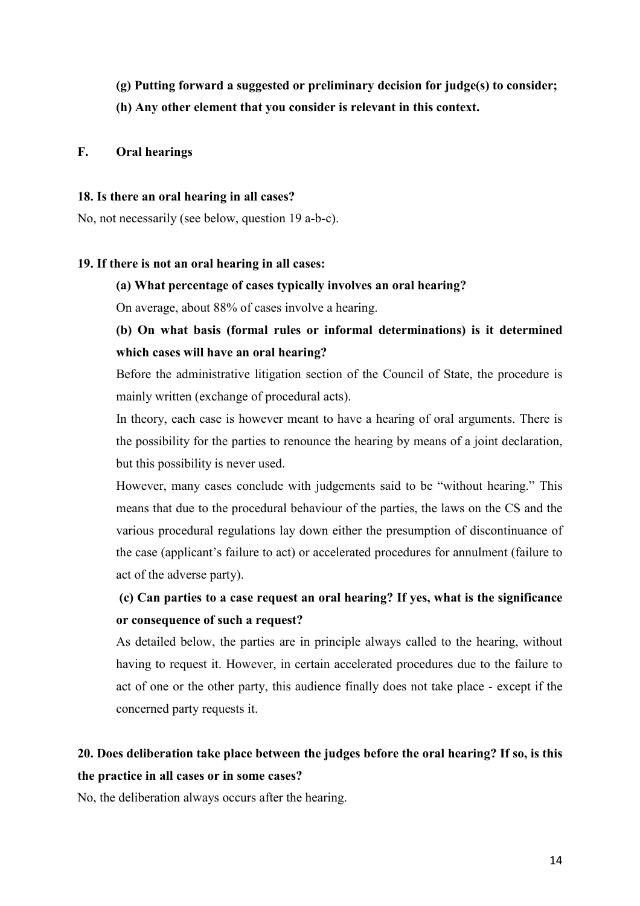**(g) Putting forward a suggested or preliminary decision for judge(s) to consider;**

**(h) Any other element that you consider is relevant in this context.**

## F. Oral hearings

**18. Is there an oral hearing in all cases?**

No, not necessarily (see below, question 19 a-b-c).

**19. If there is not an oral hearing in all cases:**

**(a) What percentage of cases typically involves an oral hearing?**

On average, about 88% of cases involve a hearing.

**(b) On what basis (formal rules or informal determinations) is it determined which cases will have an oral hearing?**

Before the administrative litigation section of the Council of State, the procedure is mainly written (exchange of procedural acts).

In theory, each case is however meant to have a hearing of oral arguments. There is the possibility for the parties to renounce the hearing by means of a joint declaration, but this possibility is never used.

However, many cases conclude with judgements said to be "without hearing." This means that due to the procedural behaviour of the parties, the laws on the CS and the various procedural regulations lay down either the presumption of discontinuance of the case (applicant's failure to act) or accelerated procedures for annulment (failure to act of the adverse party).

**(c) Can parties to a case request an oral hearing? If yes, what is the significance or consequence of such a request?**

As detailed below, the parties are in principle always called to the hearing, without having to request it. However, in certain accelerated procedures due to the failure to act of one or the other party, this audience finally does not take place - except if the concerned party requests it.

**20. Does deliberation take place between the judges before the oral hearing? If so, is this the practice in all cases or in some cases?**

No, the deliberation always occurs after the hearing.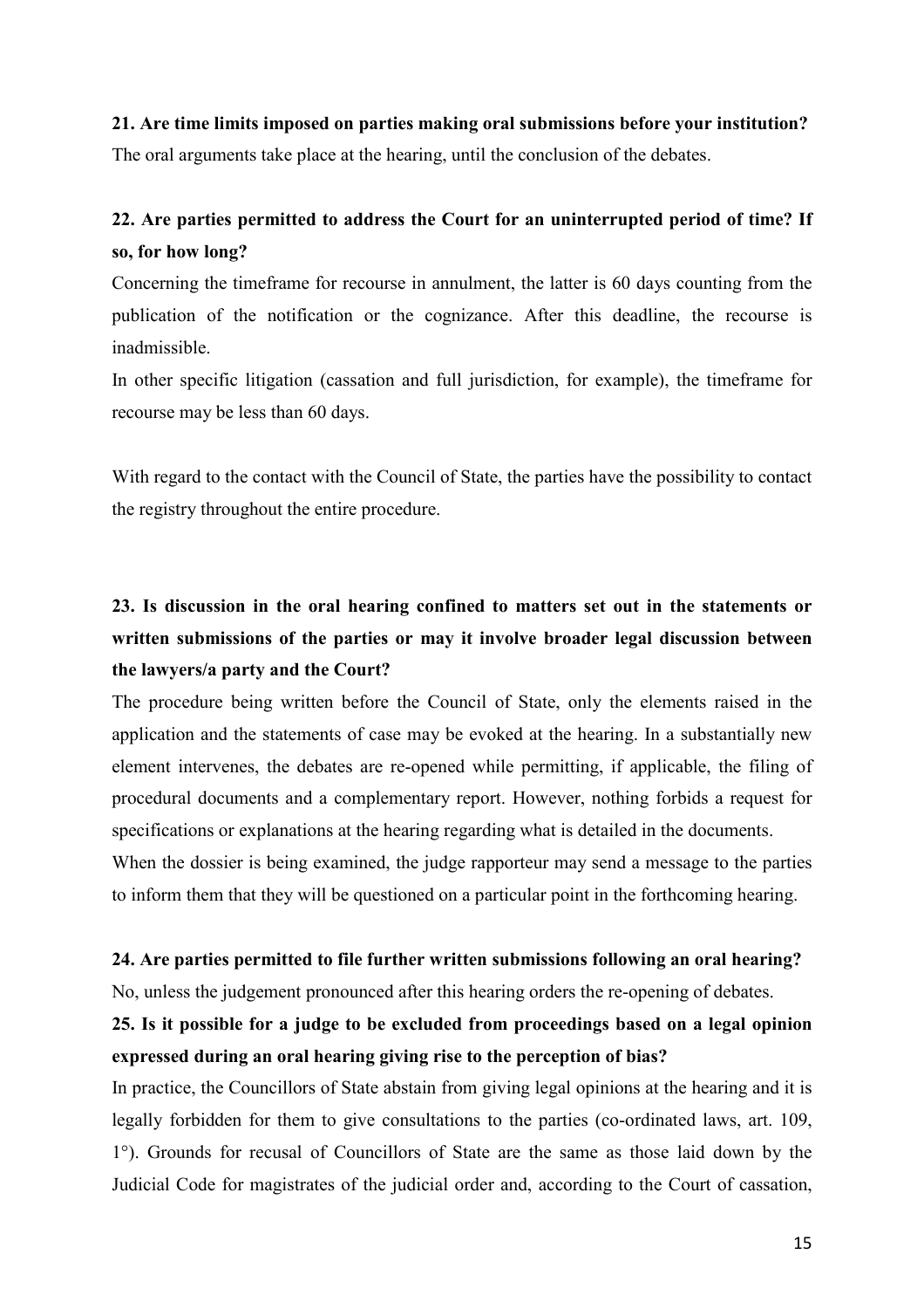**21. Are time limits imposed on parties making oral submissions before your institution?**

The oral arguments take place at the hearing, until the conclusion of the debates.

**22. Are parties permitted to address the Court for an uninterrupted period of time? If so, for how long?**

Concerning the timeframe for recourse in annulment, the latter is 60 days counting from the publication of the notification or the cognizance. After this deadline, the recourse is inadmissible.

In other specific litigation (cassation and full jurisdiction, for example), the timeframe for recourse may be less than 60 days.

With regard to the contact with the Council of State, the parties have the possibility to contact the registry throughout the entire procedure.

**23. Is discussion in the oral hearing confined to matters set out in the statements or written submissions of the parties or may it involve broader legal discussion between the lawyers/a party and the Court?**

The procedure being written before the Council of State, only the elements raised in the application and the statements of case may be evoked at the hearing. In a substantially new element intervenes, the debates are re-opened while permitting, if applicable, the filing of procedural documents and a complementary report. However, nothing forbids a request for specifications or explanations at the hearing regarding what is detailed in the documents.

When the dossier is being examined, the judge rapporteur may send a message to the parties to inform them that they will be questioned on a particular point in the forthcoming hearing.

**24. Are parties permitted to file further written submissions following an oral hearing?**

No, unless the judgement pronounced after this hearing orders the re-opening of debates.

**25. Is it possible for a judge to be excluded from proceedings based on a legal opinion expressed during an oral hearing giving rise to the perception of bias?**

In practice, the Councillors of State abstain from giving legal opinions at the hearing and it is legally forbidden for them to give consultations to the parties (co-ordinated laws, art. 109, 1°). Grounds for recusal of Councillors of State are the same as those laid down by the Judicial Code for magistrates of the judicial order and, according to the Court of cassation,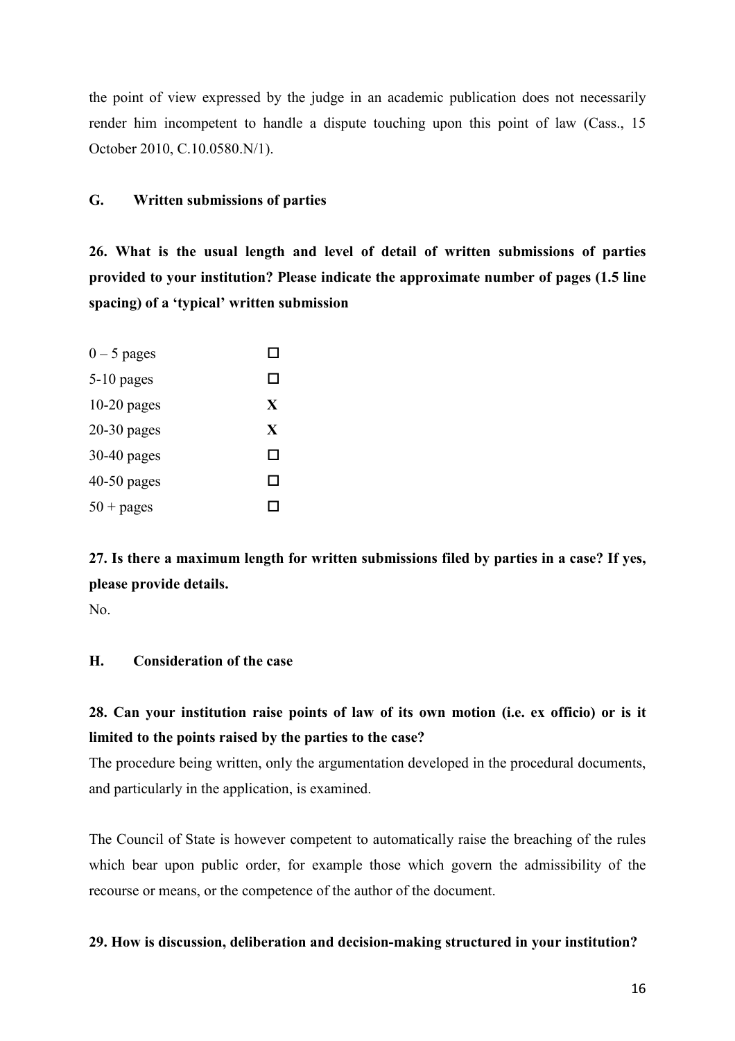the point of view expressed by the judge in an academic publication does not necessarily render him incompetent to handle a dispute touching upon this point of law (Cass., 15 October 2010, C.10.0580.N/1).

## G. Written submissions of parties

**26. What is the usual length and level of detail of written submissions of parties provided to your institution? Please indicate the approximate number of pages (1.5 line spacing) of a 'typical' written submission**

| | |
|---|---|
| 0 – 5 pages | ☐ |
| 5-10 pages | ☐ |
| 10-20 pages | **X** |
| 20-30 pages | **X** |
| 30-40 pages | ☐ |
| 40-50 pages | ☐ |
| 50 + pages | ☐ |

**27. Is there a maximum length for written submissions filed by parties in a case? If yes, please provide details.**

No.

## H. Consideration of the case

**28. Can your institution raise points of law of its own motion (i.e. ex officio) or is it limited to the points raised by the parties to the case?**

The procedure being written, only the argumentation developed in the procedural documents, and particularly in the application, is examined.

The Council of State is however competent to automatically raise the breaching of the rules which bear upon public order, for example those which govern the admissibility of the recourse or means, or the competence of the author of the document.

**29. How is discussion, deliberation and decision-making structured in your institution?**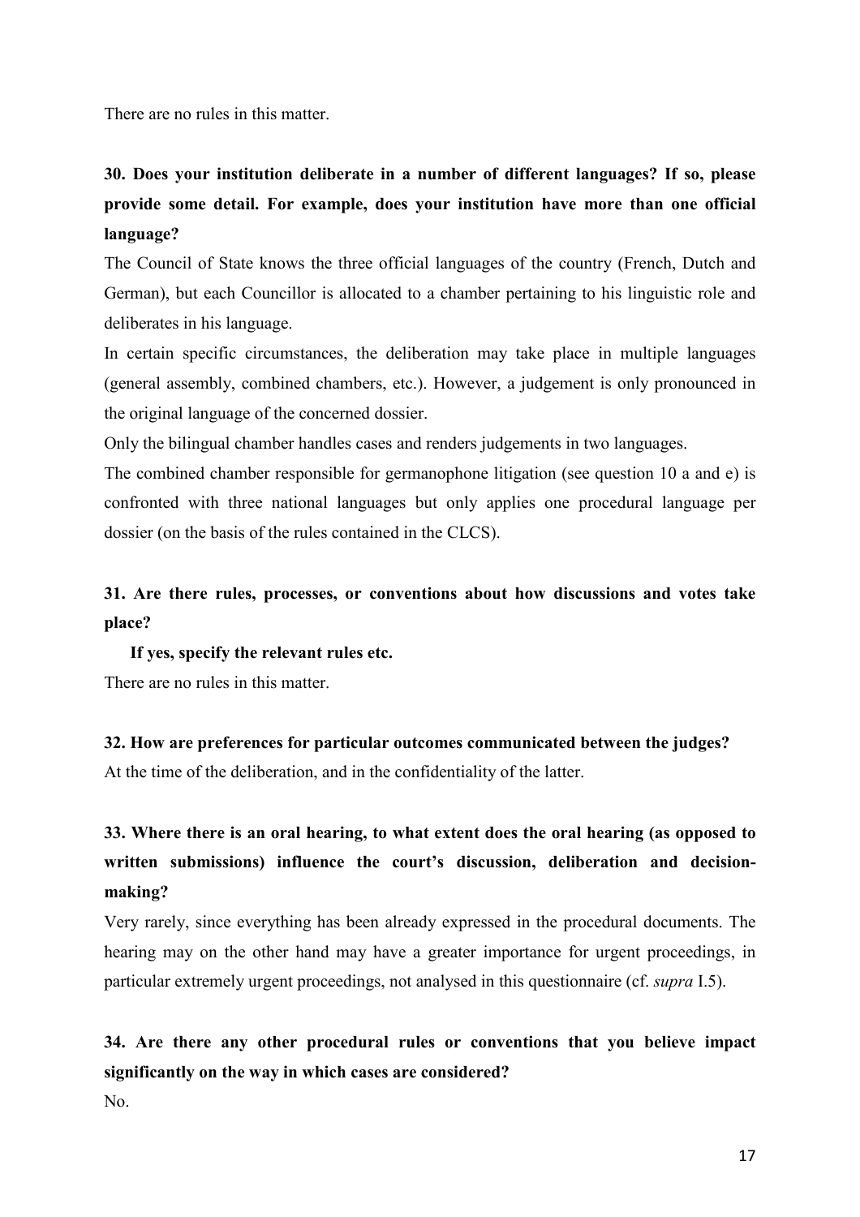There are no rules in this matter.

**30. Does your institution deliberate in a number of different languages? If so, please provide some detail. For example, does your institution have more than one official language?**

The Council of State knows the three official languages of the country (French, Dutch and German), but each Councillor is allocated to a chamber pertaining to his linguistic role and deliberates in his language.

In certain specific circumstances, the deliberation may take place in multiple languages (general assembly, combined chambers, etc.). However, a judgement is only pronounced in the original language of the concerned dossier.

Only the bilingual chamber handles cases and renders judgements in two languages.

The combined chamber responsible for germanophone litigation (see question 10 a and e) is confronted with three national languages but only applies one procedural language per dossier (on the basis of the rules contained in the CLCS).

**31. Are there rules, processes, or conventions about how discussions and votes take place?**

**If yes, specify the relevant rules etc.**

There are no rules in this matter.

**32. How are preferences for particular outcomes communicated between the judges?**

At the time of the deliberation, and in the confidentiality of the latter.

**33. Where there is an oral hearing, to what extent does the oral hearing (as opposed to written submissions) influence the court's discussion, deliberation and decision-making?**

Very rarely, since everything has been already expressed in the procedural documents. The hearing may on the other hand may have a greater importance for urgent proceedings, in particular extremely urgent proceedings, not analysed in this questionnaire (cf. *supra* I.5).

**34. Are there any other procedural rules or conventions that you believe impact significantly on the way in which cases are considered?**

No.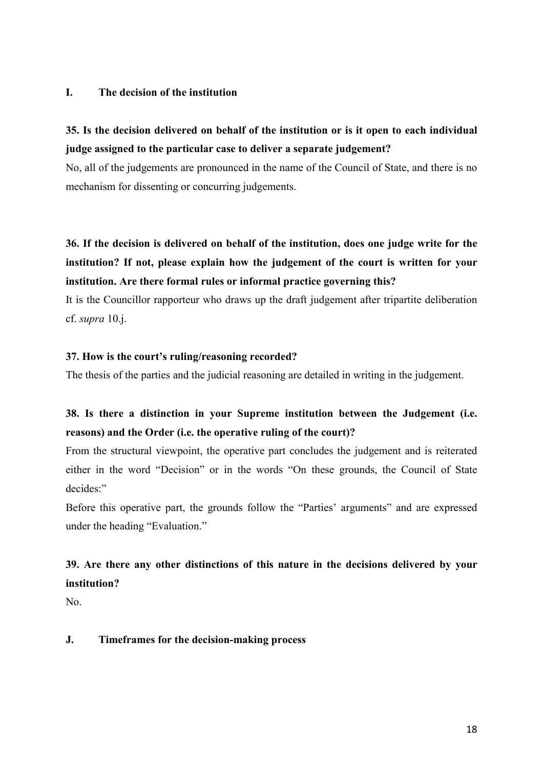## I. The decision of the institution

**35. Is the decision delivered on behalf of the institution or is it open to each individual judge assigned to the particular case to deliver a separate judgement?**

No, all of the judgements are pronounced in the name of the Council of State, and there is no mechanism for dissenting or concurring judgements.

**36. If the decision is delivered on behalf of the institution, does one judge write for the institution? If not, please explain how the judgement of the court is written for your institution. Are there formal rules or informal practice governing this?**

It is the Councillor rapporteur who draws up the draft judgement after tripartite deliberation cf. *supra* 10.j.

**37. How is the court's ruling/reasoning recorded?**

The thesis of the parties and the judicial reasoning are detailed in writing in the judgement.

**38. Is there a distinction in your Supreme institution between the Judgement (i.e. reasons) and the Order (i.e. the operative ruling of the court)?**

From the structural viewpoint, the operative part concludes the judgement and is reiterated either in the word "Decision" or in the words "On these grounds, the Council of State decides:"

Before this operative part, the grounds follow the "Parties' arguments" and are expressed under the heading "Evaluation."

**39. Are there any other distinctions of this nature in the decisions delivered by your institution?**

No.

## J. Timeframes for the decision-making process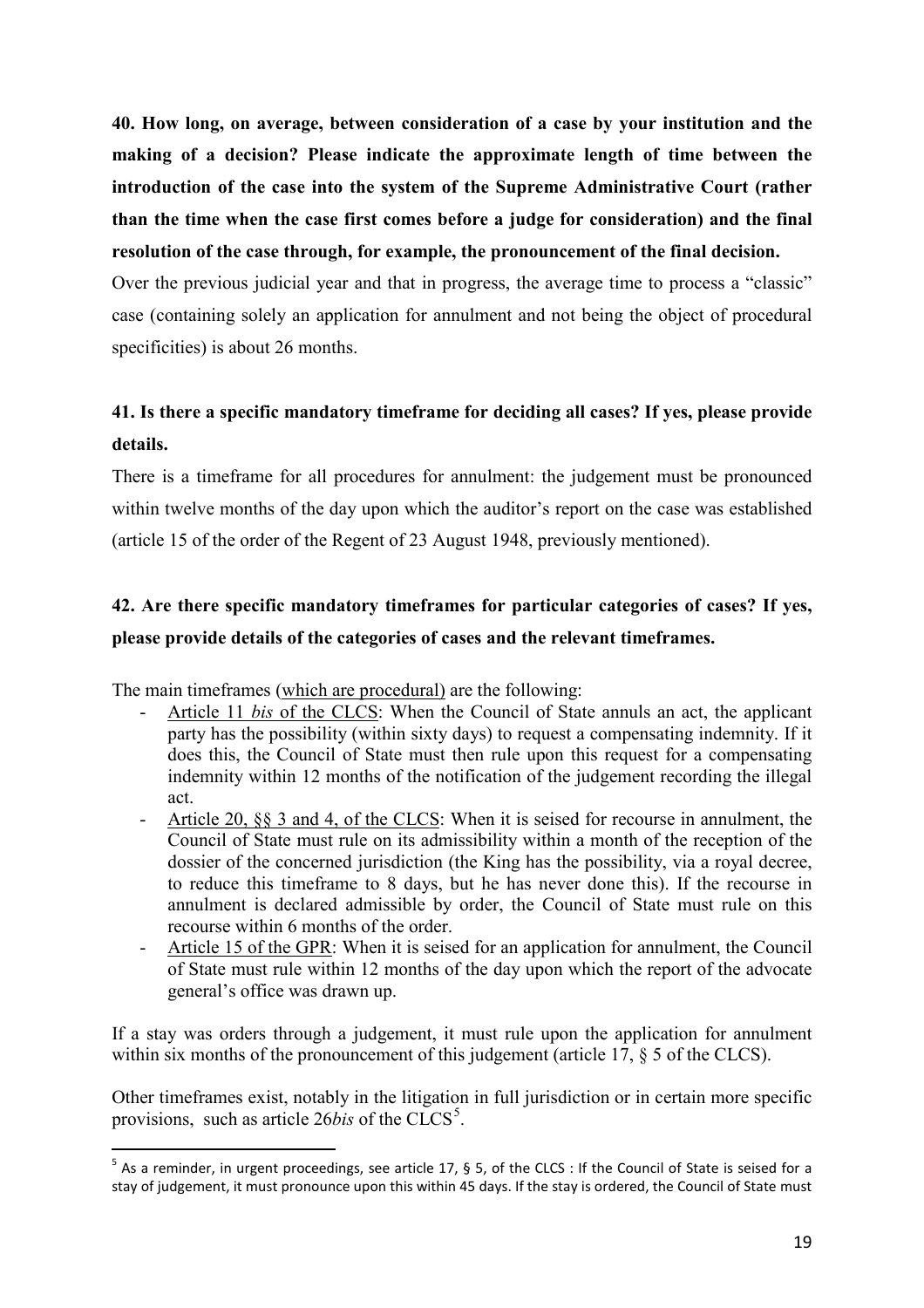**40. How long, on average, between consideration of a case by your institution and the making of a decision? Please indicate the approximate length of time between the introduction of the case into the system of the Supreme Administrative Court (rather than the time when the case first comes before a judge for consideration) and the final resolution of the case through, for example, the pronouncement of the final decision.**

Over the previous judicial year and that in progress, the average time to process a "classic" case (containing solely an application for annulment and not being the object of procedural specificities) is about 26 months.

**41. Is there a specific mandatory timeframe for deciding all cases? If yes, please provide details.**

There is a timeframe for all procedures for annulment: the judgement must be pronounced within twelve months of the day upon which the auditor's report on the case was established (article 15 of the order of the Regent of 23 August 1948, previously mentioned).

**42. Are there specific mandatory timeframes for particular categories of cases? If yes, please provide details of the categories of cases and the relevant timeframes.**

The main timeframes (<u>which are procedural</u>) are the following:

- <u>Article 11 *bis* of the CLCS</u>: When the Council of State annuls an act, the applicant party has the possibility (within sixty days) to request a compensating indemnity. If it does this, the Council of State must then rule upon this request for a compensating indemnity within 12 months of the notification of the judgement recording the illegal act.
- <u>Article 20, §§ 3 and 4, of the CLCS</u>: When it is seised for recourse in annulment, the Council of State must rule on its admissibility within a month of the reception of the dossier of the concerned jurisdiction (the King has the possibility, via a royal decree, to reduce this timeframe to 8 days, but he has never done this). If the recourse in annulment is declared admissible by order, the Council of State must rule on this recourse within 6 months of the order.
- <u>Article 15 of the GPR</u>: When it is seised for an application for annulment, the Council of State must rule within 12 months of the day upon which the report of the advocate general's office was drawn up.

If a stay was orders through a judgement, it must rule upon the application for annulment within six months of the pronouncement of this judgement (article 17, § 5 of the CLCS).

Other timeframes exist, notably in the litigation in full jurisdiction or in certain more specific provisions, such as article 26*bis* of the CLCS[5].

[5] As a reminder, in urgent proceedings, see article 17, § 5, of the CLCS : If the Council of State is seised for a stay of judgement, it must pronounce upon this within 45 days. If the stay is ordered, the Council of State must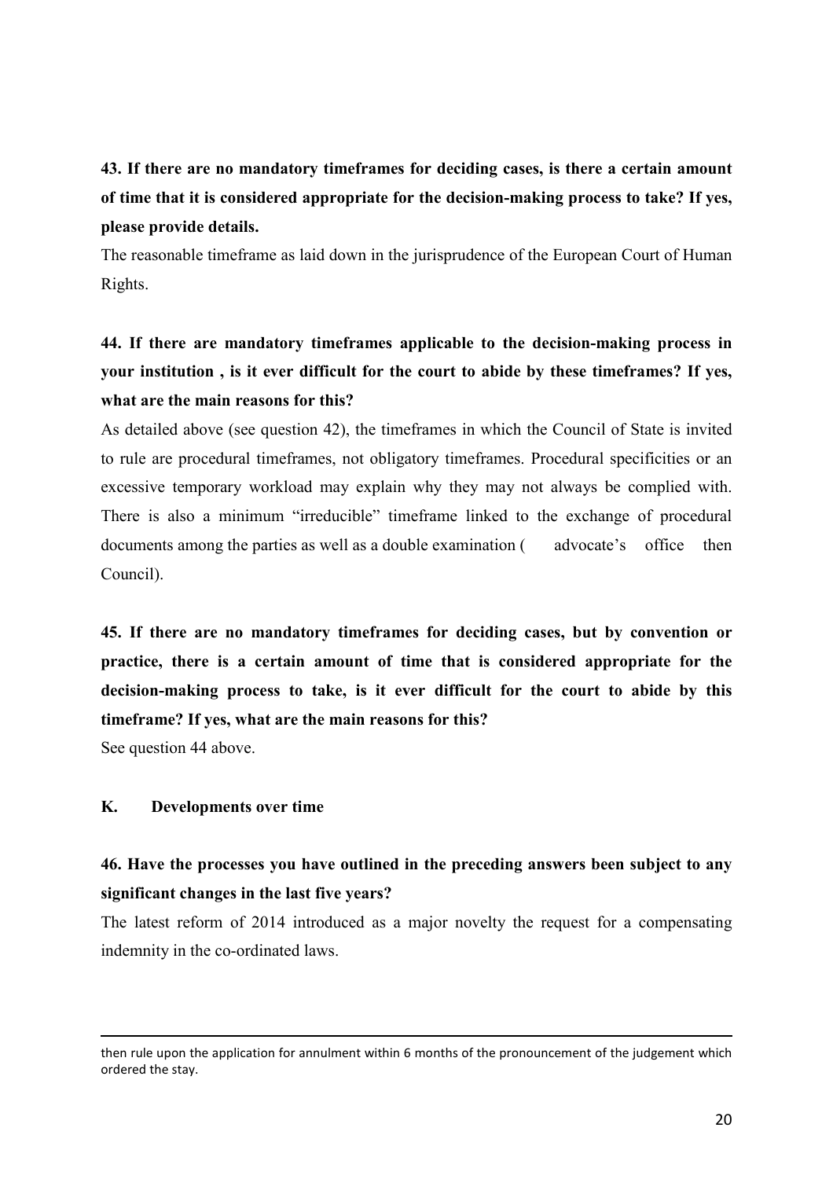**43. If there are no mandatory timeframes for deciding cases, is there a certain amount of time that it is considered appropriate for the decision-making process to take? If yes, please provide details.**

The reasonable timeframe as laid down in the jurisprudence of the European Court of Human Rights.

**44. If there are mandatory timeframes applicable to the decision-making process in your institution , is it ever difficult for the court to abide by these timeframes? If yes, what are the main reasons for this?**

As detailed above (see question 42), the timeframes in which the Council of State is invited to rule are procedural timeframes, not obligatory timeframes. Procedural specificities or an excessive temporary workload may explain why they may not always be complied with. There is also a minimum "irreducible" timeframe linked to the exchange of procedural documents among the parties as well as a double examination ( advocate's office then Council).

**45. If there are no mandatory timeframes for deciding cases, but by convention or practice, there is a certain amount of time that is considered appropriate for the decision-making process to take, is it ever difficult for the court to abide by this timeframe? If yes, what are the main reasons for this?**

See question 44 above.

## K. Developments over time

**46. Have the processes you have outlined in the preceding answers been subject to any significant changes in the last five years?**

The latest reform of 2014 introduced as a major novelty the request for a compensating indemnity in the co-ordinated laws.

---

then rule upon the application for annulment within 6 months of the pronouncement of the judgement which ordered the stay.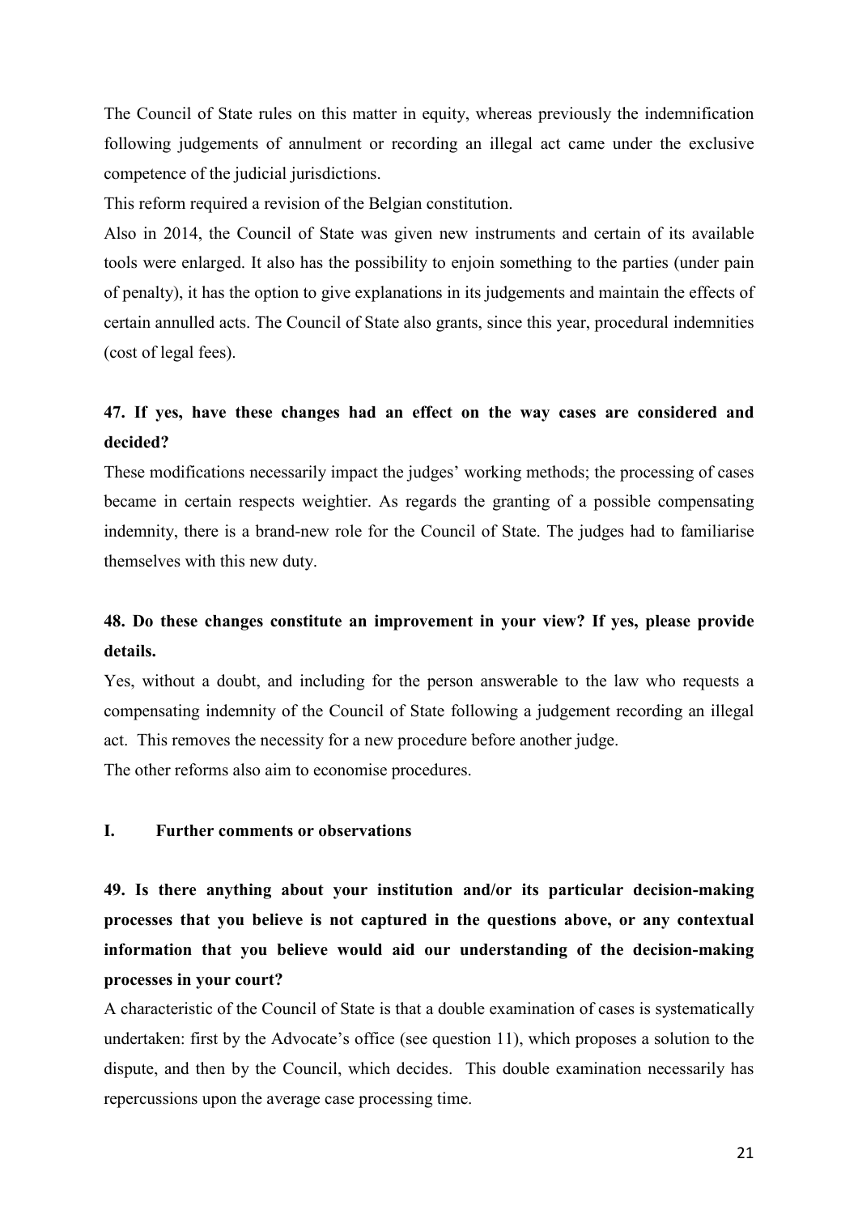The Council of State rules on this matter in equity, whereas previously the indemnification following judgements of annulment or recording an illegal act came under the exclusive competence of the judicial jurisdictions.

This reform required a revision of the Belgian constitution.

Also in 2014, the Council of State was given new instruments and certain of its available tools were enlarged. It also has the possibility to enjoin something to the parties (under pain of penalty), it has the option to give explanations in its judgements and maintain the effects of certain annulled acts. The Council of State also grants, since this year, procedural indemnities (cost of legal fees).

**47. If yes, have these changes had an effect on the way cases are considered and decided?**

These modifications necessarily impact the judges' working methods; the processing of cases became in certain respects weightier. As regards the granting of a possible compensating indemnity, there is a brand-new role for the Council of State. The judges had to familiarise themselves with this new duty.

**48. Do these changes constitute an improvement in your view? If yes, please provide details.**

Yes, without a doubt, and including for the person answerable to the law who requests a compensating indemnity of the Council of State following a judgement recording an illegal act. This removes the necessity for a new procedure before another judge.

The other reforms also aim to economise procedures.

## I. Further comments or observations

**49. Is there anything about your institution and/or its particular decision-making processes that you believe is not captured in the questions above, or any contextual information that you believe would aid our understanding of the decision-making processes in your court?**

A characteristic of the Council of State is that a double examination of cases is systematically undertaken: first by the Advocate's office (see question 11), which proposes a solution to the dispute, and then by the Council, which decides. This double examination necessarily has repercussions upon the average case processing time.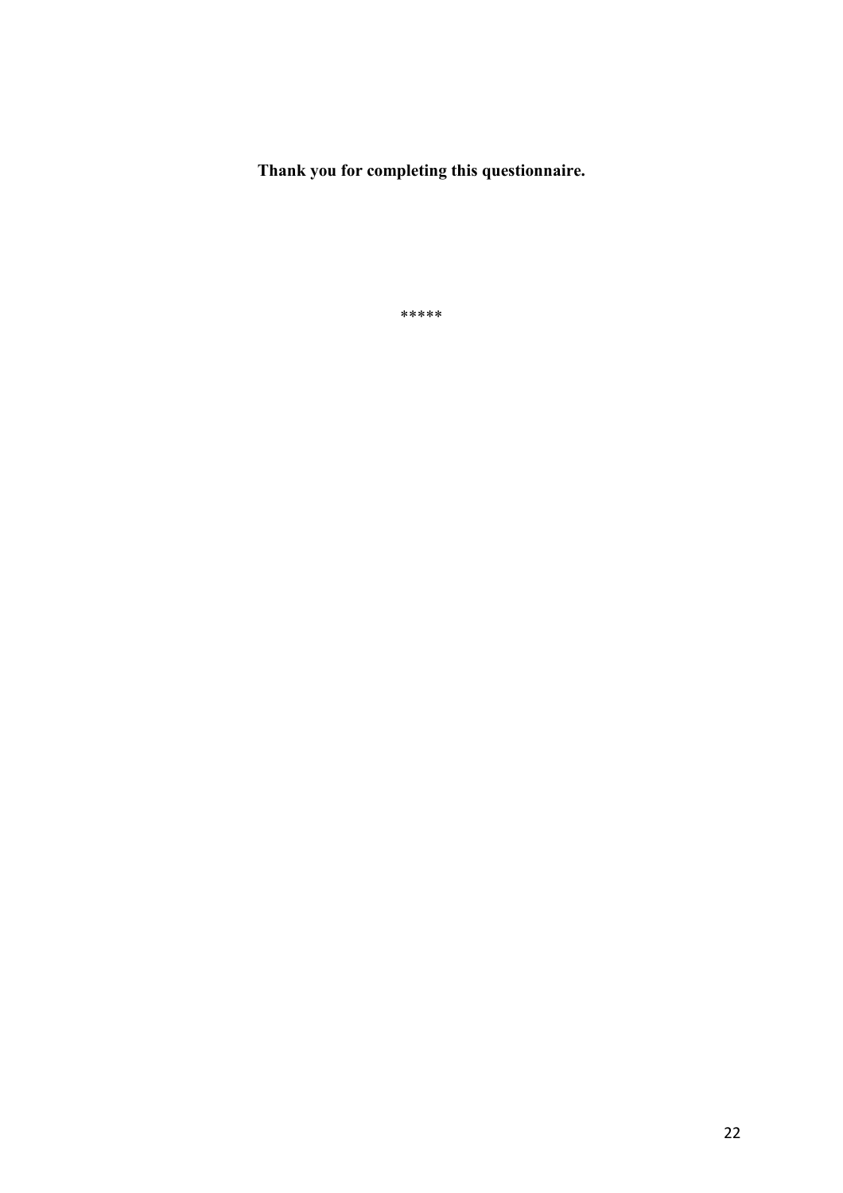**Thank you for completing this questionnaire.**

*****